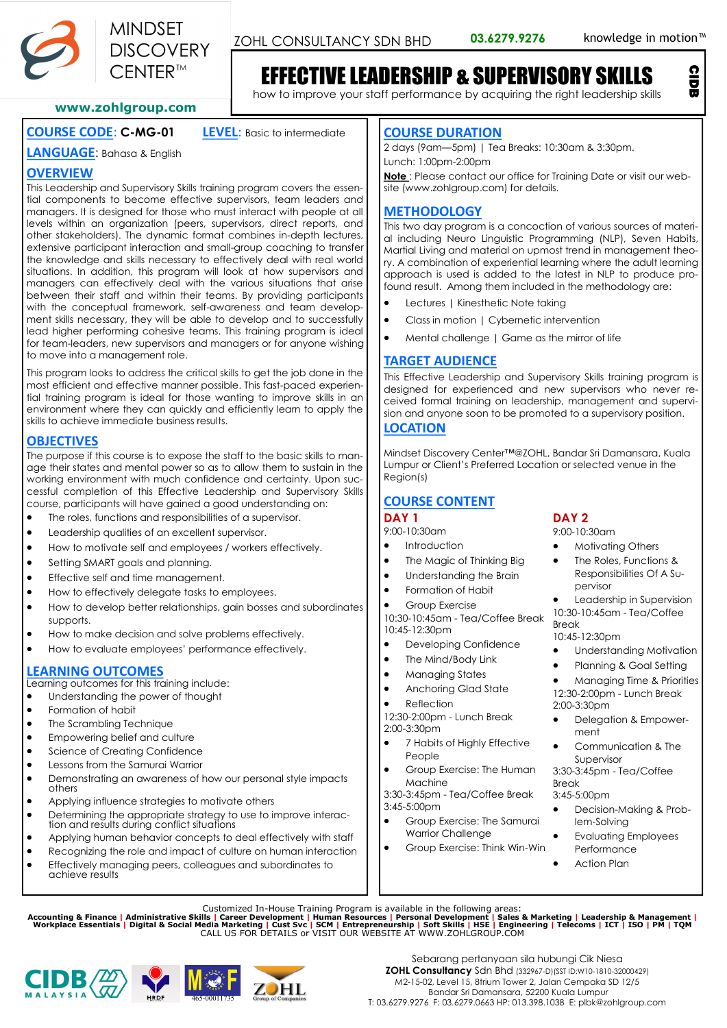MINDSET DISCOVERY CENTER™

www.zohlgroup.com

ZOHL CONSULTANCY SDN BHD **03.6279.9276** knowledge in motion™

# EFFECTIVE LEADERSHIP & SUPERVISORY SKILLS

how to improve your staff performance by acquiring the right leadership skills

CIDB

**COURSE CODE**: **C-MG-01** **LEVEL**: Basic to intermediate

**LANGUAGE**: Bahasa & English

## OVERVIEW

This Leadership and Supervisory Skills training program covers the essential components to become effective supervisors, team leaders and managers. It is designed for those who must interact with people at all levels within an organization (peers, supervisors, direct reports, and other stakeholders). The dynamic format combines in-depth lectures, extensive participant interaction and small-group coaching to transfer the knowledge and skills necessary to effectively deal with real world situations. In addition, this program will look at how supervisors and managers can effectively deal with the various situations that arise between their staff and within their teams. By providing participants with the conceptual framework, self-awareness and team development skills necessary, they will be able to develop and to successfully lead higher performing cohesive teams. This training program is ideal for team-leaders, new supervisors and managers or for anyone wishing to move into a management role.

This program looks to address the critical skills to get the job done in the most efficient and effective manner possible. This fast-paced experiential training program is ideal for those wanting to improve skills in an environment where they can quickly and efficiently learn to apply the skills to achieve immediate business results.

## OBJECTIVES

The purpose if this course is to expose the staff to the basic skills to manage their states and mental power so as to allow them to sustain in the working environment with much confidence and certainty. Upon successful completion of this Effective Leadership and Supervisory Skills course, participants will have gained a good understanding on:

- The roles, functions and responsibilities of a supervisor.
- Leadership qualities of an excellent supervisor.
- How to motivate self and employees / workers effectively.
- Setting SMART goals and planning.
- Effective self and time management.
- How to effectively delegate tasks to employees.
- How to develop better relationships, gain bosses and subordinates supports.
- How to make decision and solve problems effectively.
- How to evaluate employees' performance effectively.

## LEARNING OUTCOMES

Learning outcomes for this training include:

- Understanding the power of thought
- Formation of habit
- The Scrambling Technique
- Empowering belief and culture
- Science of Creating Confidence
- Lessons from the Samurai Warrior
- Demonstrating an awareness of how our personal style impacts others
- Applying influence strategies to motivate others
- Determining the appropriate strategy to use to improve interaction and results during conflict situations
- Applying human behavior concepts to deal effectively with staff
- Recognizing the role and impact of culture on human interaction
- Effectively managing peers, colleagues and subordinates to achieve results

## COURSE DURATION

2 days (9am—5pm) | Tea Breaks: 10:30am & 3:30pm.
Lunch: 1:00pm-2:00pm

**Note** : Please contact our office for Training Date or visit our website (www.zohlgroup.com) for details.

## METHODOLOGY

This two day program is a concoction of various sources of material including Neuro Linguistic Programming (NLP), Seven Habits, Martial Living and material on upmost trend in management theory. A combination of experiential learning where the adult learning approach is used is added to the latest in NLP to produce profound result. Among them included in the methodology are:

- Lectures | Kinesthetic Note taking
- Class in motion | Cybernetic intervention
- Mental challenge | Game as the mirror of life

## TARGET AUDIENCE

This Effective Leadership and Supervisory Skills training program is designed for experienced and new supervisors who never received formal training on leadership, management and supervision and anyone soon to be promoted to a supervisory position.

## LOCATION

Mindset Discovery Center™@ZOHL, Bandar Sri Damansara, Kuala Lumpur or Client's Preferred Location or selected venue in the Region(s)

## COURSE CONTENT

### DAY 1

9:00-10:30am

- Introduction
- The Magic of Thinking Big
- Understanding the Brain
- Formation of Habit
- Group Exercise

10:30-10:45am - Tea/Coffee Break

10:45-12:30pm

- Developing Confidence
- The Mind/Body Link
- Managing States
- Anchoring Glad State
- Reflection

12:30-2:00pm - Lunch Break

2:00-3:30pm

- 7 Habits of Highly Effective People
- Group Exercise: The Human Machine

3:30-3:45pm - Tea/Coffee Break

3:45-5:00pm

- Group Exercise: The Samurai Warrior Challenge
- Group Exercise: Think Win-Win

### DAY 2

9:00-10:30am

- Motivating Others
- The Roles, Functions & Responsibilities Of A Supervisor
- Leadership in Supervision

10:30-10:45am - Tea/Coffee Break

10:45-12:30pm

- Understanding Motivation
- Planning & Goal Setting
- Managing Time & Priorities

12:30-2:00pm - Lunch Break

2:00-3:30pm

- Delegation & Empowerment
- Communication & The Supervisor

3:30-3:45pm - Tea/Coffee Break

3:45-5:00pm

- Decision-Making & Problem-Solving
- Evaluating Employees Performance
- Action Plan

Customized In-House Training Program is available in the following areas:
**Accounting & Finance | Administrative Skills | Career Development | Human Resources | Personal Development | Sales & Marketing | Leadership & Management | Workplace Essentials | Digital & Social Media Marketing | Cust Svc | SCM | Entrepreneurship | Soft Skills | HSE | Engineering | Telecoms | ICT | ISO | PM | TQM**
CALL US FOR DETAILS or VISIT OUR WEBSITE AT WWW.ZOHLGROUP.COM

CIDB MALAYSIA | HRDF | MOF 465-00011735 | ZOHL Group of Companies

Sebarang pertanyaan sila hubungi Cik Niesa
**ZOHL Consultancy** Sdn Bhd (332967-D)(SST ID:W10-1810-32000429)
M2-15-02, Level 15, 8trium Tower 2, Jalan Cempaka SD 12/5
Bandar Sri Damansara, 52200 Kuala Lumpur
T: 03.6279.9276 F: 03.6279.0663 HP: 013.398.1038 E: plbk@zohlgroup.com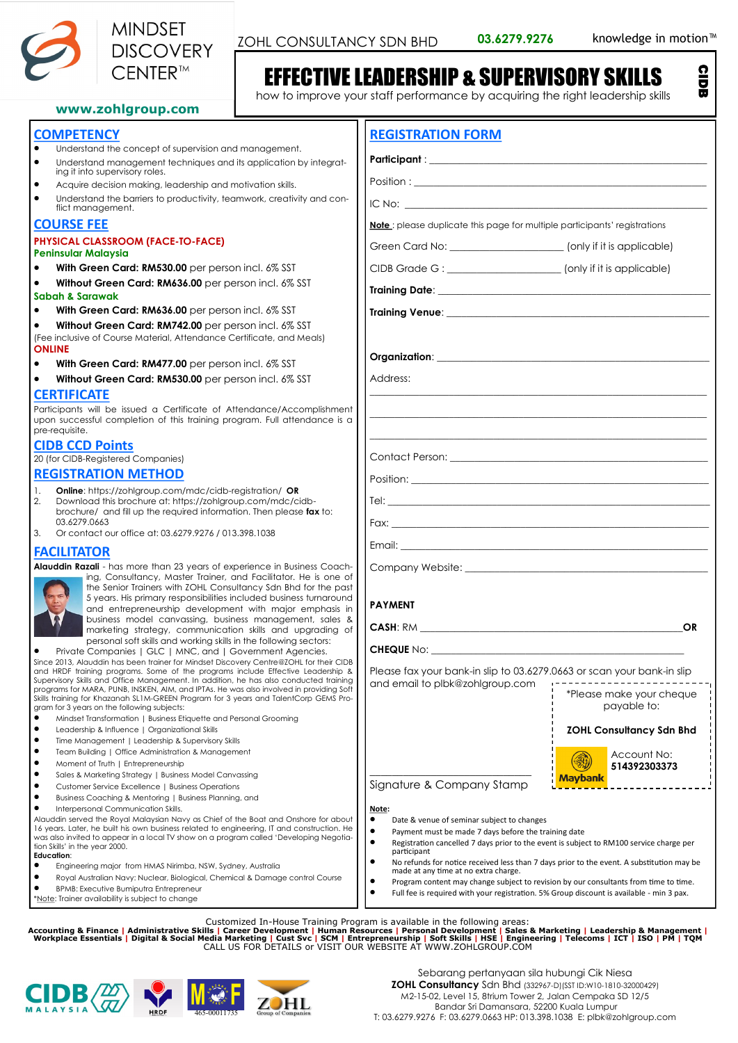MINDSET DISCOVERY CENTER™

www.zohlgroup.com

ZOHL CONSULTANCY SDN BHD **03.6279.9276** knowledge in motion™

# EFFECTIVE LEADERSHIP & SUPERVISORY SKILLS

how to improve your staff performance by acquiring the right leadership skills

CIDB

## COMPETENCY

- Understand the concept of supervision and management.
- Understand management techniques and its application by integrating it into supervisory roles.
- Acquire decision making, leadership and motivation skills.
- Understand the barriers to productivity, teamwork, creativity and conflict management.

## COURSE FEE

**PHYSICAL CLASSROOM (FACE-TO-FACE)**

**Peninsular Malaysia**

- **With Green Card: RM530.00** per person incl. 6% SST
- **Without Green Card: RM636.00** per person incl. 6% SST

**Sabah & Sarawak**

- **With Green Card: RM636.00** per person incl. 6% SST
- **Without Green Card: RM742.00** per person incl. 6% SST

(Fee inclusive of Course Material, Attendance Certificate, and Meals)

**ONLINE**

- **With Green Card: RM477.00** per person incl. 6% SST
- **Without Green Card: RM530.00** per person incl. 6% SST

## CERTIFICATE

Participants will be issued a Certificate of Attendance/Accomplishment upon successful completion of this training program. Full attendance is a pre-requisite.

## CIDB CCD Points

20 (for CIDB-Registered Companies)

## REGISTRATION METHOD

1. **Online**: https://zohlgroup.com/mdc/cidb-registration/ **OR**
2. Download this brochure at: https://zohlgroup.com/mdc/cidb-brochure/ and fill up the required information. Then please **fax** to: 03.6279.0663
3. Or contact our office at: 03.6279.9276 / 013.398.1038

## FACILITATOR

**Alauddin Razali** - has more than 23 years of experience in Business Coaching, Consultancy, Master Trainer, and Facilitator. He is one of the Senior Trainers with ZOHL Consultancy Sdn Bhd for the past 5 years. His primary responsibilities included business turnaround and entrepreneurship development with major emphasis in business model canvassing, business management, sales & marketing strategy, communication skills and upgrading of personal soft skills and working skills in the following sectors:

- Private Companies | GLC | MNC, and | Government Agencies.

Since 2013, Alauddin has been trainer for Mindset Discovery Centre@ZOHL for their CIDB and HRDF training programs. Some of the programs include Effective Leadership & Supervisory Skills and Office Management. In addition, he has also conducted training programs for MARA, PUNB, INSKEN, AIM, and IPTAs. He was also involved in providing Soft Skills training for Khazanah SL1M-GREEN Program for 3 years and TalentCorp GEMS Program for 3 years on the following subjects:

- Mindset Transformation | Business Etiquette and Personal Grooming
- Leadership & Influence | Organizational Skills
- Time Management | Leadership & Supervisory Skills
- Team Building | Office Administration & Management
- Moment of Truth | Entrepreneurship
- Sales & Marketing Strategy | Business Model Canvassing
- Customer Service Excellence | Business Operations
- Business Coaching & Mentoring | Business Planning, and
- Interpersonal Communication Skills.

Alauddin served the Royal Malaysian Navy as Chief of the Boat and Onshore for about 16 years. Later, he built his own business related to engineering, IT and construction. He was also invited to appear in a local TV show on a program called 'Developing Negotiation Skills' in the year 2000.

**Education**:

- Engineering major from HMAS Nirimba, NSW, Sydney, Australia
- Royal Australian Navy: Nuclear, Biological, Chemical & Damage control Course
- BPMB: Executive Bumiputra Entrepreneur

*Note: Trainer availability is subject to change

## REGISTRATION FORM

**Participant** : ______________________

Position : ______________________

IC No: ______________________

**Note** : please duplicate this page for multiple participants' registrations

Green Card No: ______________ (only if it is applicable)

CIDB Grade G : ______________ (only if it is applicable)

**Training Date**: ______________________

**Training Venue**: ______________________

**Organization**: ______________________

Address:

______________________

______________________

______________________

Contact Person: ______________________

Position: ______________________

Tel: ______________________

Fax: ______________________

Email: ______________________

Company Website: ______________________

**PAYMENT**

**CASH**: RM ______________________ **OR**

**CHEQUE** No: ______________________

Please fax your bank-in slip to 03.6279.0663 or scan your bank-in slip and email to plbk@zohlgroup.com

*Please make your cheque payable to:

**ZOHL Consultancy Sdn Bhd**

Maybank Account No: **514392303373**

______________________

Signature & Company Stamp

**Note**:

- Date & venue of seminar subject to changes
- Payment must be made 7 days before the training date
- Registration cancelled 7 days prior to the event is subject to RM100 service charge per participant
- No refunds for notice received less than 7 days prior to the event. A substitution may be made at any time at no extra charge.
- Program content may change subject to revision by our consultants from time to time.
- Full fee is required with your registration. 5% Group discount is available - min 3 pax.

Customized In-House Training Program is available in the following areas:

**Accounting & Finance | Administrative Skills | Career Development | Human Resources | Personal Development | Sales & Marketing | Leadership & Management | Workplace Essentials | Digital & Social Media Marketing | Cust Svc | SCM | Entrepreneurship | Soft Skills | HSE | Engineering | Telecoms | ICT | ISO | PM | TQM**

CALL US FOR DETAILS or VISIT OUR WEBSITE AT WWW.ZOHLGROUP.COM

CIDB MALAYSIA | HRDF | MOF 465-00011735 | ZOHL Group of Companies

Sebarang pertanyaan sila hubungi Cik Niesa

**ZOHL Consultancy** Sdn Bhd (332967-D)(SST ID:W10-1810-32000429)

M2-15-02, Level 15, 8trium Tower 2, Jalan Cempaka SD 12/5

Bandar Sri Damansara, 52200 Kuala Lumpur

T: 03.6279.9276 F: 03.6279.0663 HP: 013.398.1038 E: plbk@zohlgroup.com